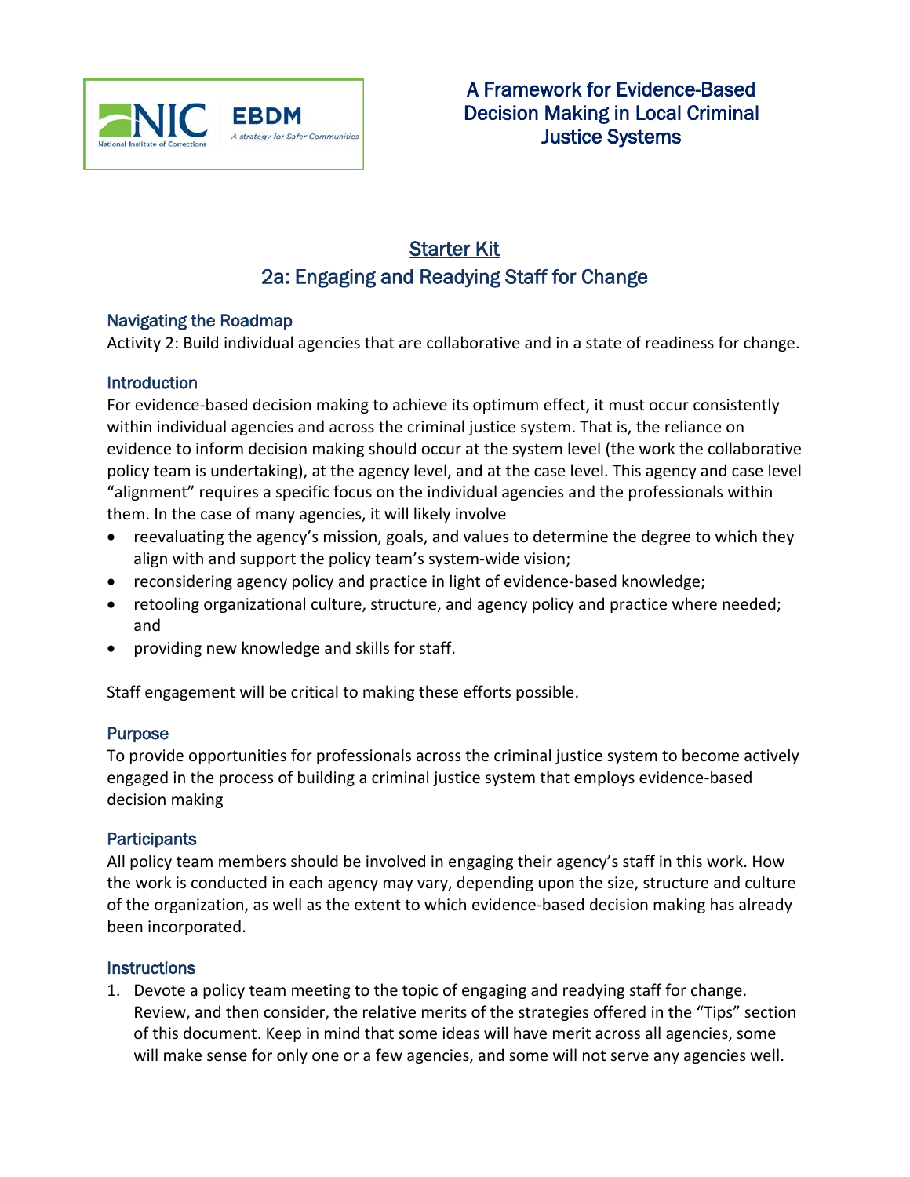NIC National Institute of Corrections | EBDM A strategy for Safer Communities

# A Framework for Evidence-Based Decision Making in Local Criminal Justice Systems

## Starter Kit

## 2a: Engaging and Readying Staff for Change

### Navigating the Roadmap

Activity 2: Build individual agencies that are collaborative and in a state of readiness for change.

### Introduction

For evidence-based decision making to achieve its optimum effect, it must occur consistently within individual agencies and across the criminal justice system. That is, the reliance on evidence to inform decision making should occur at the system level (the work the collaborative policy team is undertaking), at the agency level, and at the case level. This agency and case level "alignment" requires a specific focus on the individual agencies and the professionals within them. In the case of many agencies, it will likely involve

- reevaluating the agency's mission, goals, and values to determine the degree to which they align with and support the policy team's system-wide vision;
- reconsidering agency policy and practice in light of evidence-based knowledge;
- retooling organizational culture, structure, and agency policy and practice where needed; and
- providing new knowledge and skills for staff.

Staff engagement will be critical to making these efforts possible.

### Purpose

To provide opportunities for professionals across the criminal justice system to become actively engaged in the process of building a criminal justice system that employs evidence-based decision making

### Participants

All policy team members should be involved in engaging their agency's staff in this work. How the work is conducted in each agency may vary, depending upon the size, structure and culture of the organization, as well as the extent to which evidence-based decision making has already been incorporated.

### Instructions

1. Devote a policy team meeting to the topic of engaging and readying staff for change. Review, and then consider, the relative merits of the strategies offered in the "Tips" section of this document. Keep in mind that some ideas will have merit across all agencies, some will make sense for only one or a few agencies, and some will not serve any agencies well.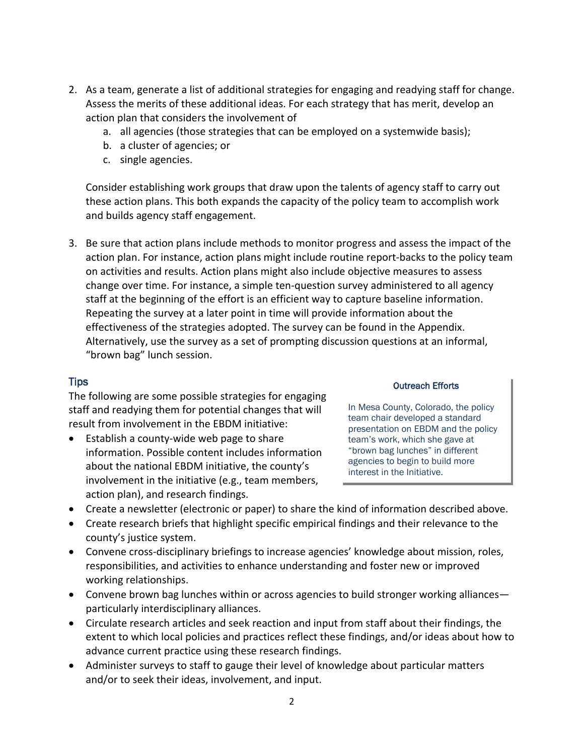2. As a team, generate a list of additional strategies for engaging and readying staff for change. Assess the merits of these additional ideas. For each strategy that has merit, develop an action plan that considers the involvement of
   a. all agencies (those strategies that can be employed on a systemwide basis);
   b. a cluster of agencies; or
   c. single agencies.

   Consider establishing work groups that draw upon the talents of agency staff to carry out these action plans. This both expands the capacity of the policy team to accomplish work and builds agency staff engagement.

3. Be sure that action plans include methods to monitor progress and assess the impact of the action plan. For instance, action plans might include routine report-backs to the policy team on activities and results. Action plans might also include objective measures to assess change over time. For instance, a simple ten-question survey administered to all agency staff at the beginning of the effort is an efficient way to capture baseline information. Repeating the survey at a later point in time will provide information about the effectiveness of the strategies adopted. The survey can be found in the Appendix. Alternatively, use the survey as a set of prompting discussion questions at an informal, "brown bag" lunch session.

## Tips

The following are some possible strategies for engaging staff and readying them for potential changes that will result from involvement in the EBDM initiative:

- Establish a county-wide web page to share information. Possible content includes information about the national EBDM initiative, the county's involvement in the initiative (e.g., team members, action plan), and research findings.
- Create a newsletter (electronic or paper) to share the kind of information described above.
- Create research briefs that highlight specific empirical findings and their relevance to the county's justice system.
- Convene cross-disciplinary briefings to increase agencies' knowledge about mission, roles, responsibilities, and activities to enhance understanding and foster new or improved working relationships.
- Convene brown bag lunches within or across agencies to build stronger working alliances—particularly interdisciplinary alliances.
- Circulate research articles and seek reaction and input from staff about their findings, the extent to which local policies and practices reflect these findings, and/or ideas about how to advance current practice using these research findings.
- Administer surveys to staff to gauge their level of knowledge about particular matters and/or to seek their ideas, involvement, and input.

> **Outreach Efforts**
>
> In Mesa County, Colorado, the policy team chair developed a standard presentation on EBDM and the policy team's work, which she gave at "brown bag lunches" in different agencies to begin to build more interest in the Initiative.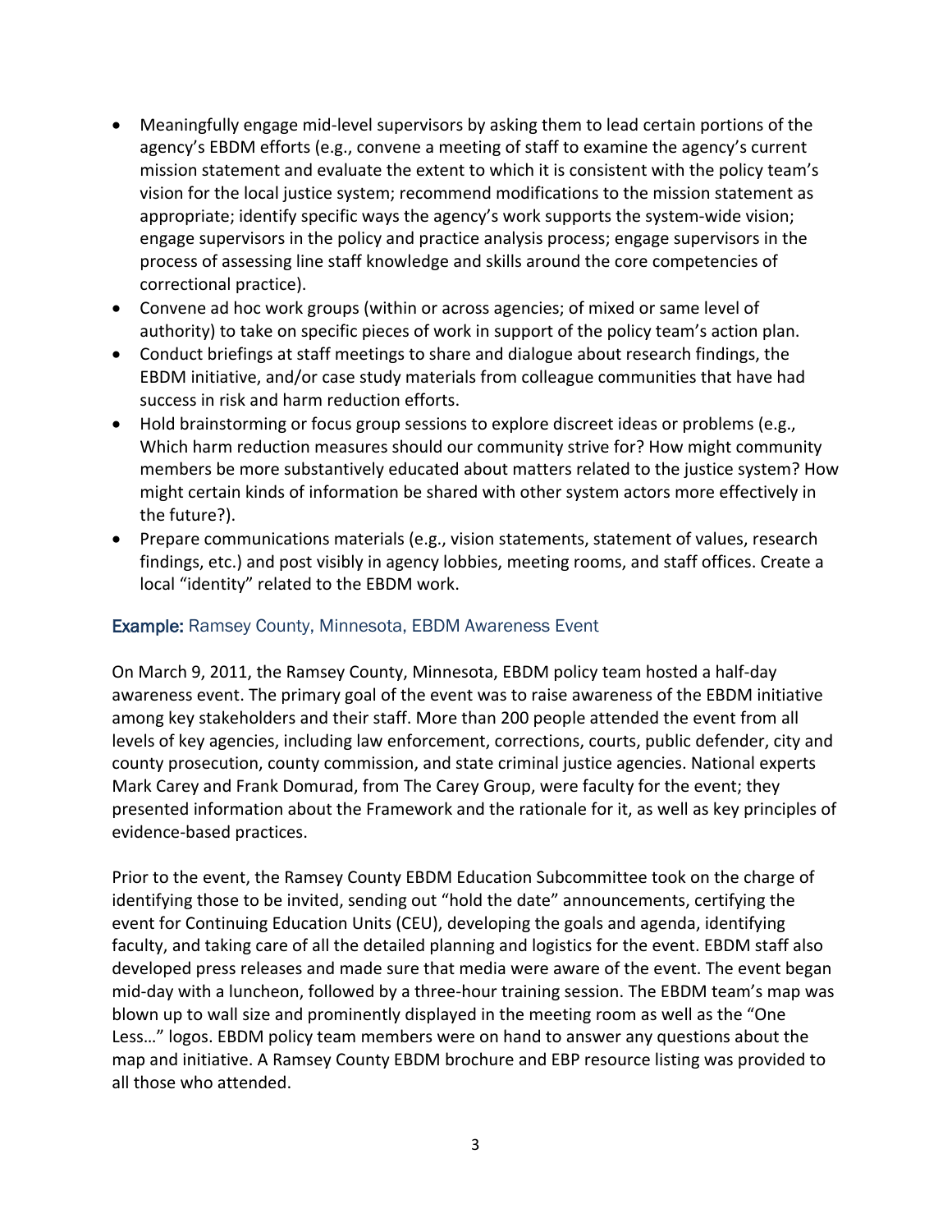- Meaningfully engage mid-level supervisors by asking them to lead certain portions of the agency's EBDM efforts (e.g., convene a meeting of staff to examine the agency's current mission statement and evaluate the extent to which it is consistent with the policy team's vision for the local justice system; recommend modifications to the mission statement as appropriate; identify specific ways the agency's work supports the system-wide vision; engage supervisors in the policy and practice analysis process; engage supervisors in the process of assessing line staff knowledge and skills around the core competencies of correctional practice).
- Convene ad hoc work groups (within or across agencies; of mixed or same level of authority) to take on specific pieces of work in support of the policy team's action plan.
- Conduct briefings at staff meetings to share and dialogue about research findings, the EBDM initiative, and/or case study materials from colleague communities that have had success in risk and harm reduction efforts.
- Hold brainstorming or focus group sessions to explore discreet ideas or problems (e.g., Which harm reduction measures should our community strive for? How might community members be more substantively educated about matters related to the justice system? How might certain kinds of information be shared with other system actors more effectively in the future?).
- Prepare communications materials (e.g., vision statements, statement of values, research findings, etc.) and post visibly in agency lobbies, meeting rooms, and staff offices. Create a local "identity" related to the EBDM work.

### **Example:** Ramsey County, Minnesota, EBDM Awareness Event

On March 9, 2011, the Ramsey County, Minnesota, EBDM policy team hosted a half-day awareness event. The primary goal of the event was to raise awareness of the EBDM initiative among key stakeholders and their staff. More than 200 people attended the event from all levels of key agencies, including law enforcement, corrections, courts, public defender, city and county prosecution, county commission, and state criminal justice agencies. National experts Mark Carey and Frank Domurad, from The Carey Group, were faculty for the event; they presented information about the Framework and the rationale for it, as well as key principles of evidence-based practices.

Prior to the event, the Ramsey County EBDM Education Subcommittee took on the charge of identifying those to be invited, sending out "hold the date" announcements, certifying the event for Continuing Education Units (CEU), developing the goals and agenda, identifying faculty, and taking care of all the detailed planning and logistics for the event. EBDM staff also developed press releases and made sure that media were aware of the event. The event began mid-day with a luncheon, followed by a three-hour training session. The EBDM team's map was blown up to wall size and prominently displayed in the meeting room as well as the "One Less…" logos. EBDM policy team members were on hand to answer any questions about the map and initiative. A Ramsey County EBDM brochure and EBP resource listing was provided to all those who attended.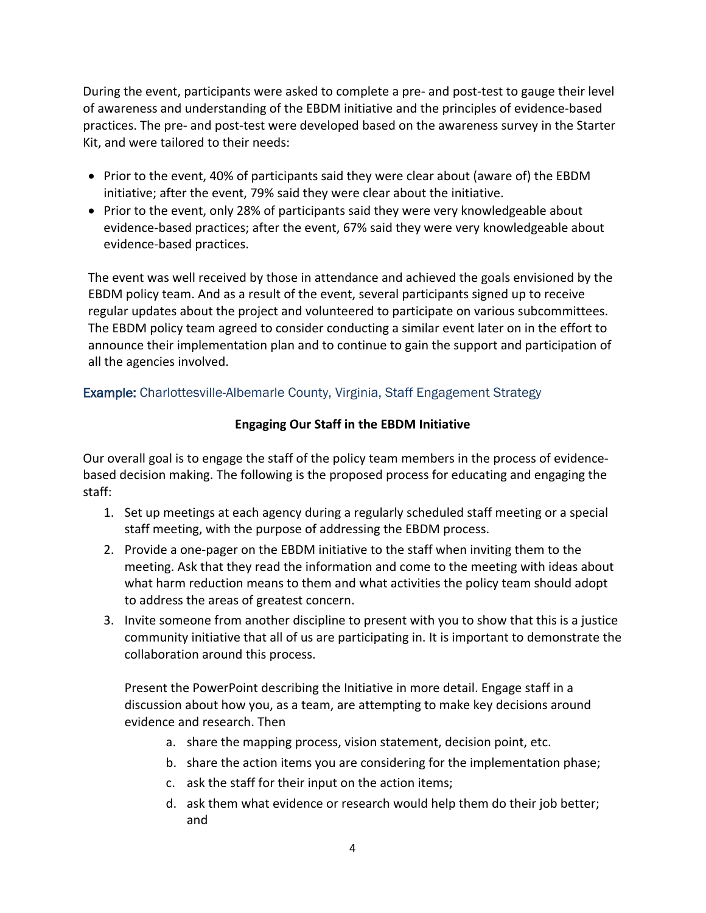During the event, participants were asked to complete a pre- and post-test to gauge their level of awareness and understanding of the EBDM initiative and the principles of evidence-based practices. The pre- and post-test were developed based on the awareness survey in the Starter Kit, and were tailored to their needs:

- Prior to the event, 40% of participants said they were clear about (aware of) the EBDM initiative; after the event, 79% said they were clear about the initiative.
- Prior to the event, only 28% of participants said they were very knowledgeable about evidence-based practices; after the event, 67% said they were very knowledgeable about evidence-based practices.

The event was well received by those in attendance and achieved the goals envisioned by the EBDM policy team. And as a result of the event, several participants signed up to receive regular updates about the project and volunteered to participate on various subcommittees. The EBDM policy team agreed to consider conducting a similar event later on in the effort to announce their implementation plan and to continue to gain the support and participation of all the agencies involved.

### **Example:** Charlottesville-Albemarle County, Virginia, Staff Engagement Strategy

**Engaging Our Staff in the EBDM Initiative**

Our overall goal is to engage the staff of the policy team members in the process of evidence-based decision making. The following is the proposed process for educating and engaging the staff:

1. Set up meetings at each agency during a regularly scheduled staff meeting or a special staff meeting, with the purpose of addressing the EBDM process.
2. Provide a one-pager on the EBDM initiative to the staff when inviting them to the meeting. Ask that they read the information and come to the meeting with ideas about what harm reduction means to them and what activities the policy team should adopt to address the areas of greatest concern.
3. Invite someone from another discipline to present with you to show that this is a justice community initiative that all of us are participating in. It is important to demonstrate the collaboration around this process.

   Present the PowerPoint describing the Initiative in more detail. Engage staff in a discussion about how you, as a team, are attempting to make key decisions around evidence and research. Then

   a. share the mapping process, vision statement, decision point, etc.
   b. share the action items you are considering for the implementation phase;
   c. ask the staff for their input on the action items;
   d. ask them what evidence or research would help them do their job better; and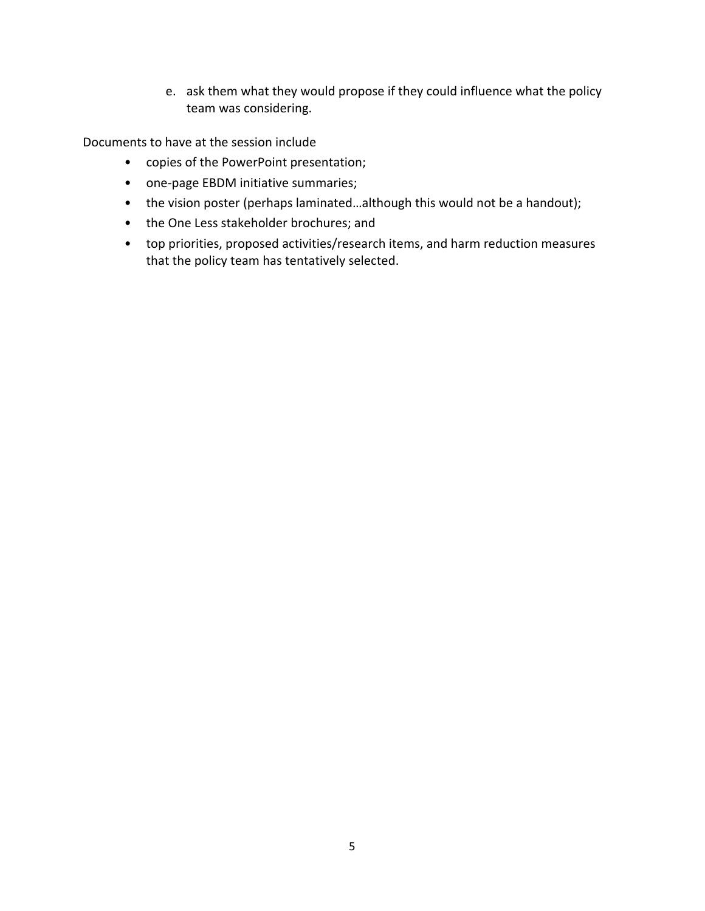e. ask them what they would propose if they could influence what the policy team was considering.

Documents to have at the session include

- copies of the PowerPoint presentation;
- one-page EBDM initiative summaries;
- the vision poster (perhaps laminated…although this would not be a handout);
- the One Less stakeholder brochures; and
- top priorities, proposed activities/research items, and harm reduction measures that the policy team has tentatively selected.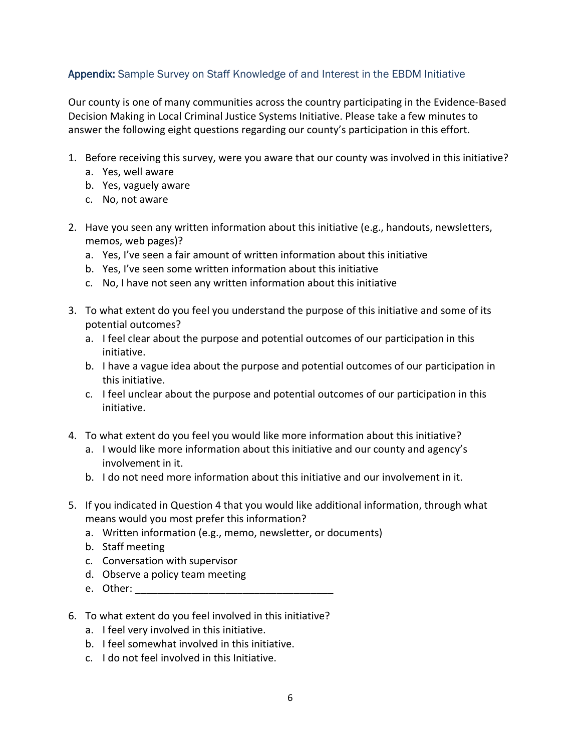## **Appendix:** Sample Survey on Staff Knowledge of and Interest in the EBDM Initiative

Our county is one of many communities across the country participating in the Evidence-Based Decision Making in Local Criminal Justice Systems Initiative. Please take a few minutes to answer the following eight questions regarding our county's participation in this effort.

1. Before receiving this survey, were you aware that our county was involved in this initiative?
   a. Yes, well aware
   b. Yes, vaguely aware
   c. No, not aware

2. Have you seen any written information about this initiative (e.g., handouts, newsletters, memos, web pages)?
   a. Yes, I've seen a fair amount of written information about this initiative
   b. Yes, I've seen some written information about this initiative
   c. No, I have not seen any written information about this initiative

3. To what extent do you feel you understand the purpose of this initiative and some of its potential outcomes?
   a. I feel clear about the purpose and potential outcomes of our participation in this initiative.
   b. I have a vague idea about the purpose and potential outcomes of our participation in this initiative.
   c. I feel unclear about the purpose and potential outcomes of our participation in this initiative.

4. To what extent do you feel you would like more information about this initiative?
   a. I would like more information about this initiative and our county and agency's involvement in it.
   b. I do not need more information about this initiative and our involvement in it.

5. If you indicated in Question 4 that you would like additional information, through what means would you most prefer this information?
   a. Written information (e.g., memo, newsletter, or documents)
   b. Staff meeting
   c. Conversation with supervisor
   d. Observe a policy team meeting
   e. Other: ___________________________________

6. To what extent do you feel involved in this initiative?
   a. I feel very involved in this initiative.
   b. I feel somewhat involved in this initiative.
   c. I do not feel involved in this Initiative.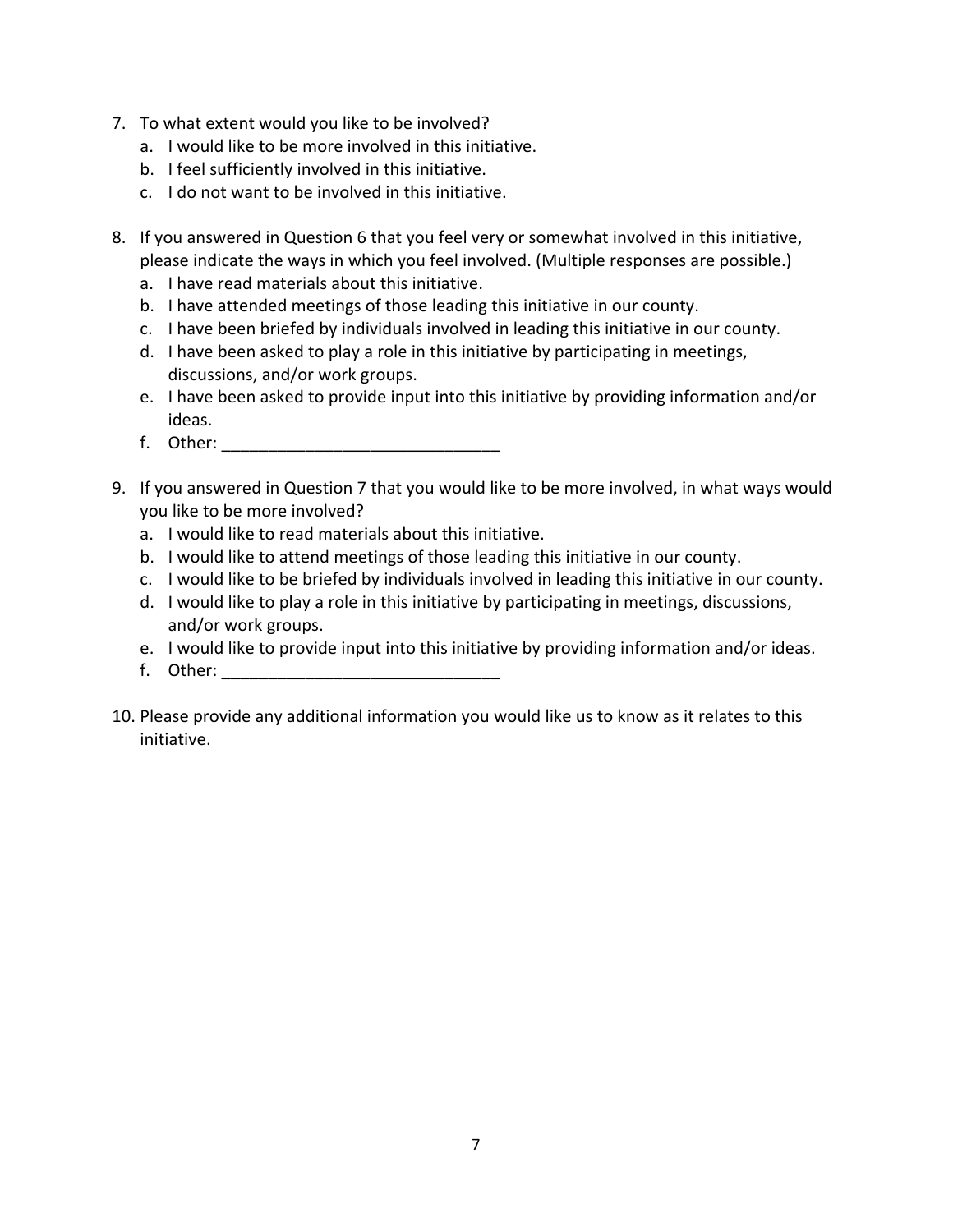7. To what extent would you like to be involved?
   a. I would like to be more involved in this initiative.
   b. I feel sufficiently involved in this initiative.
   c. I do not want to be involved in this initiative.

8. If you answered in Question 6 that you feel very or somewhat involved in this initiative, please indicate the ways in which you feel involved. (Multiple responses are possible.)
   a. I have read materials about this initiative.
   b. I have attended meetings of those leading this initiative in our county.
   c. I have been briefed by individuals involved in leading this initiative in our county.
   d. I have been asked to play a role in this initiative by participating in meetings, discussions, and/or work groups.
   e. I have been asked to provide input into this initiative by providing information and/or ideas.
   f. Other: ______________________________

9. If you answered in Question 7 that you would like to be more involved, in what ways would you like to be more involved?
   a. I would like to read materials about this initiative.
   b. I would like to attend meetings of those leading this initiative in our county.
   c. I would like to be briefed by individuals involved in leading this initiative in our county.
   d. I would like to play a role in this initiative by participating in meetings, discussions, and/or work groups.
   e. I would like to provide input into this initiative by providing information and/or ideas.
   f. Other: ______________________________

10. Please provide any additional information you would like us to know as it relates to this initiative.